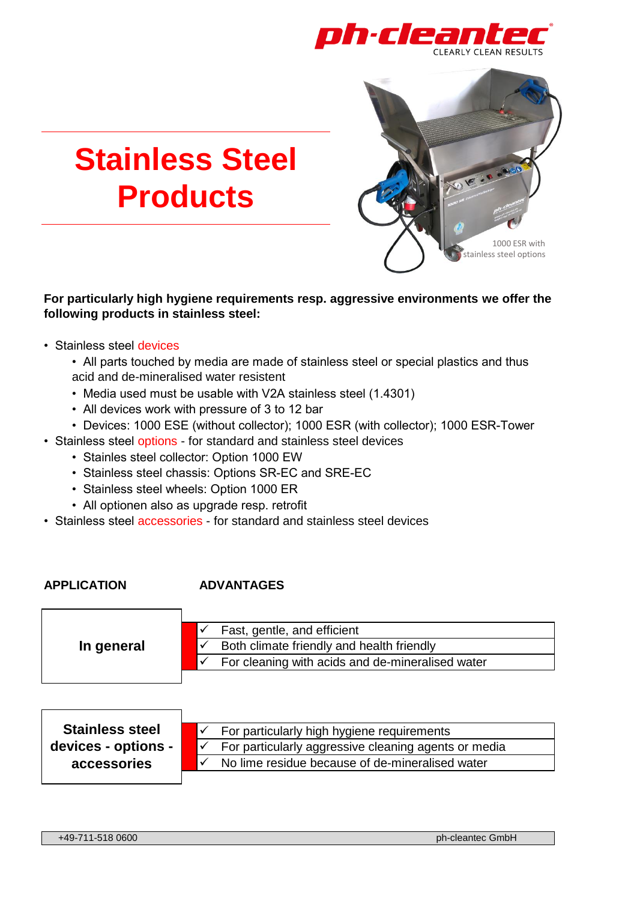# Stainless Steel Products

1000 ESR with stainless steel options

**For particularly high hygiene requirements resp. aggressive environments we offer the following products in stainless steel:**

- Stainless steel devices
  - All parts touched by media are made of stainless steel or special plastics and thus acid and de-mineralised water resistent
  - Media used must be usable with V2A stainless steel (1.4301)
  - All devices work with pressure of 3 to 12 bar
  - Devices: 1000 ESE (without collector); 1000 ESR (with collector); 1000 ESR-Tower
- Stainless steel options - for standard and stainless steel devices
  - Stainles steel collector: Option 1000 EW
  - Stainless steel chassis: Options SR-EC and SRE-EC
  - Stainless steel wheels: Option 1000 ER
  - All optionen also as upgrade resp. retrofit
- Stainless steel accessories - for standard and stainless steel devices

| APPLICATION | ADVANTAGES |
|---|---|
| **In general** | ✓ Fast, gentle, and efficient<br>✓ Both climate friendly and health friendly<br>✓ For cleaning with acids and de-mineralised water |
| **Stainless steel devices - options - accessories** | ✓ For particularly high hygiene requirements<br>✓ For particularly aggressive cleaning agents or media<br>✓ No lime residue because of de-mineralised water |

+49-711-518 0600 ph-cleantec GmbH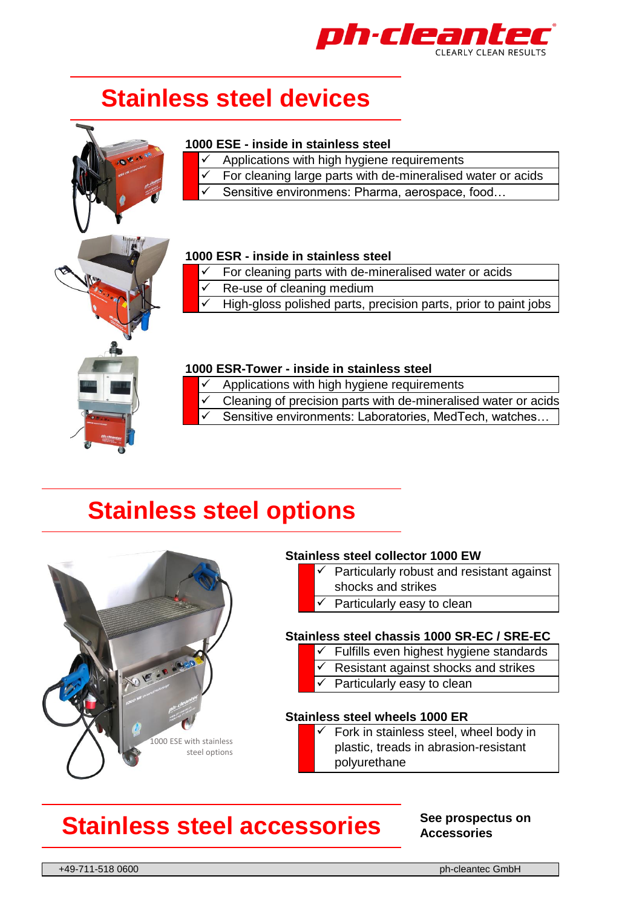# Stainless steel devices

### 1000 ESE - inside in stainless steel

- ✓ Applications with high hygiene requirements
- ✓ For cleaning large parts with de-mineralised water or acids
- ✓ Sensitive environmens: Pharma, aerospace, food…

### 1000 ESR - inside in stainless steel

- ✓ For cleaning parts with de-mineralised water or acids
- ✓ Re-use of cleaning medium
- ✓ High-gloss polished parts, precision parts, prior to paint jobs

### 1000 ESR-Tower - inside in stainless steel

- ✓ Applications with high hygiene requirements
- ✓ Cleaning of precision parts with de-mineralised water or acids
- ✓ Sensitive environments: Laboratories, MedTech, watches…

# Stainless steel options

1000 ESE with stainless steel options

### Stainless steel collector 1000 EW

- ✓ Particularly robust and resistant against shocks and strikes
- ✓ Particularly easy to clean

### Stainless steel chassis 1000 SR-EC / SRE-EC

- ✓ Fulfills even highest hygiene standards
- ✓ Resistant against shocks and strikes
- ✓ Particularly easy to clean

### Stainless steel wheels 1000 ER

- ✓ Fork in stainless steel, wheel body in plastic, treads in abrasion-resistant polyurethane

# Stainless steel accessories

**See prospectus on Accessories**

+49-711-518 0600 ph-cleantec GmbH